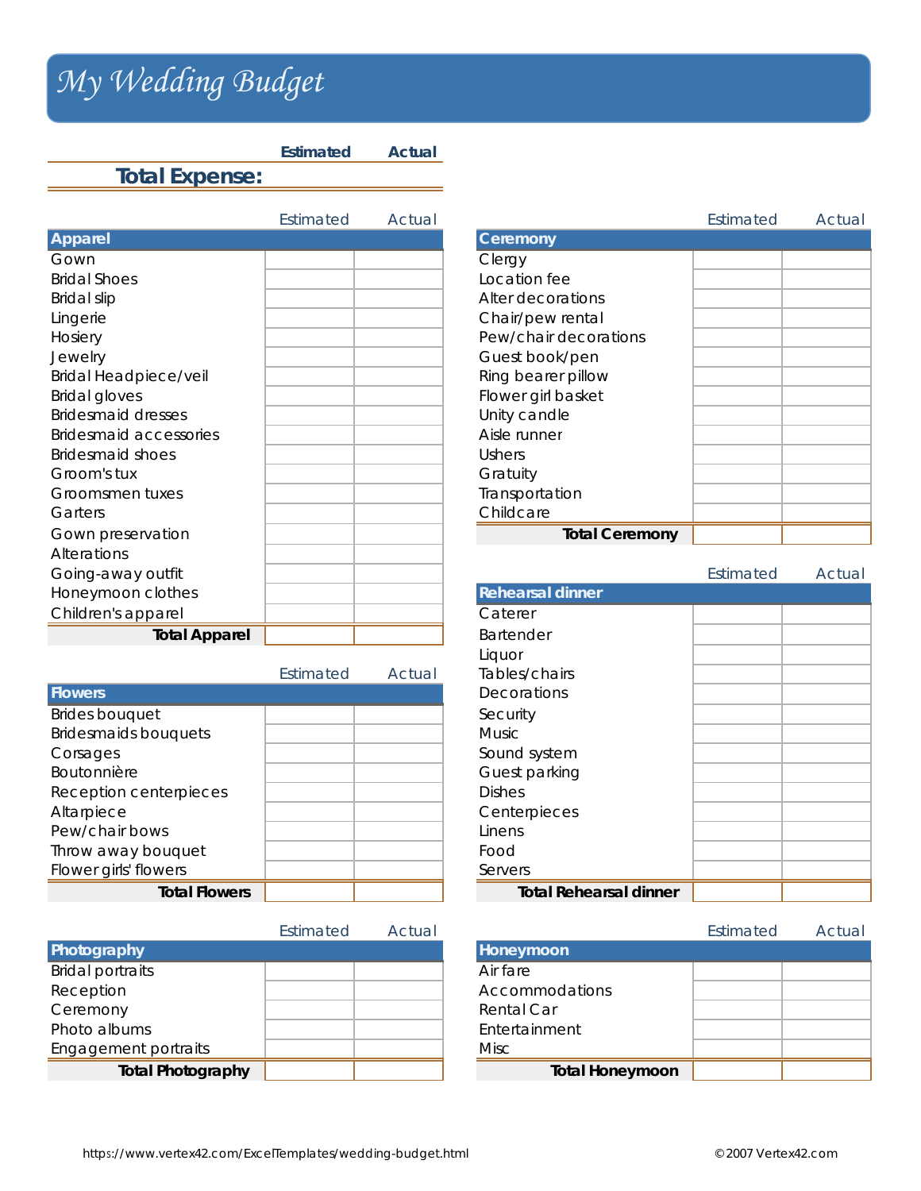# My Wedding Budget

| | Estimated | Actual |
|---|---|---|
| **Total Expense:** | | |

| Apparel | Estimated | Actual |
|---|---|---|
| Gown | | |
| Bridal Shoes | | |
| Bridal slip | | |
| Lingerie | | |
| Hosiery | | |
| Jewelry | | |
| Bridal Headpiece/veil | | |
| Bridal gloves | | |
| Bridesmaid dresses | | |
| Bridesmaid accessories | | |
| Bridesmaid shoes | | |
| Groom's tux | | |
| Groomsmen tuxes | | |
| Garters | | |
| Gown preservation | | |
| Alterations | | |
| Going-away outfit | | |
| Honeymoon clothes | | |
| Children's apparel | | |
| **Total Apparel** | | |

| Flowers | Estimated | Actual |
|---|---|---|
| Brides bouquet | | |
| Bridesmaids bouquets | | |
| Corsages | | |
| Boutonnière | | |
| Reception centerpieces | | |
| Altarpiece | | |
| Pew/chair bows | | |
| Throw away bouquet | | |
| Flower girls' flowers | | |
| **Total Flowers** | | |

| Photography | Estimated | Actual |
|---|---|---|
| Bridal portraits | | |
| Reception | | |
| Ceremony | | |
| Photo albums | | |
| Engagement portraits | | |
| **Total Photography** | | |

| Ceremony | Estimated | Actual |
|---|---|---|
| Clergy | | |
| Location fee | | |
| Alter decorations | | |
| Chair/pew rental | | |
| Pew/chair decorations | | |
| Guest book/pen | | |
| Ring bearer pillow | | |
| Flower girl basket | | |
| Unity candle | | |
| Aisle runner | | |
| Ushers | | |
| Gratuity | | |
| Transportation | | |
| Childcare | | |
| **Total Ceremony** | | |

| Rehearsal dinner | Estimated | Actual |
|---|---|---|
| Caterer | | |
| Bartender | | |
| Liquor | | |
| Tables/chairs | | |
| Decorations | | |
| Security | | |
| Music | | |
| Sound system | | |
| Guest parking | | |
| Dishes | | |
| Centerpieces | | |
| Linens | | |
| Food | | |
| Servers | | |
| **Total Rehearsal dinner** | | |

| Honeymoon | Estimated | Actual |
|---|---|---|
| Air fare | | |
| Accommodations | | |
| Rental Car | | |
| Entertainment | | |
| Misc | | |
| **Total Honeymoon** | | |

https://www.vertex42.com/ExcelTemplates/wedding-budget.html © 2007 Vertex42.com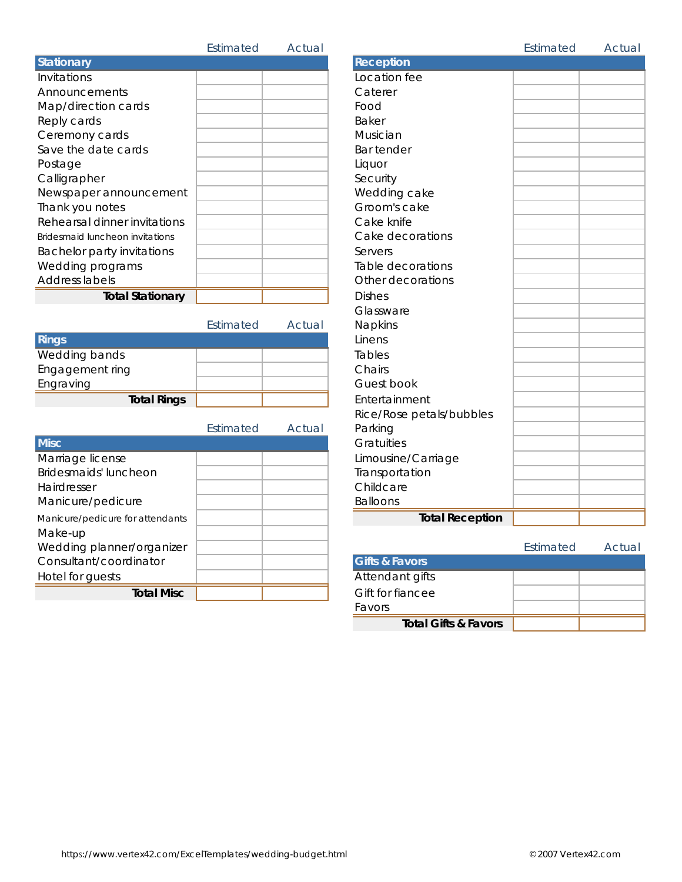| Stationary | Estimated | Actual |
|---|---|---|
| Invitations | | |
| Announcements | | |
| Map/direction cards | | |
| Reply cards | | |
| Ceremony cards | | |
| Save the date cards | | |
| Postage | | |
| Calligrapher | | |
| Newspaper announcement | | |
| Thank you notes | | |
| Rehearsal dinner invitations | | |
| Bridesmaid luncheon invitations | | |
| Bachelor party invitations | | |
| Wedding programs | | |
| Address labels | | |
| **Total Stationary** | | |

| Rings | Estimated | Actual |
|---|---|---|
| Wedding bands | | |
| Engagement ring | | |
| Engraving | | |
| **Total Rings** | | |

| Misc | Estimated | Actual |
|---|---|---|
| Marriage license | | |
| Bridesmaids' luncheon | | |
| Hairdresser | | |
| Manicure/pedicure | | |
| Manicure/pedicure for attendants | | |
| Make-up | | |
| Wedding planner/organizer | | |
| Consultant/coordinator | | |
| Hotel for guests | | |
| **Total Misc** | | |

| Reception | Estimated | Actual |
|---|---|---|
| Location fee | | |
| Caterer | | |
| Food | | |
| Baker | | |
| Musician | | |
| Bartender | | |
| Liquor | | |
| Security | | |
| Wedding cake | | |
| Groom's cake | | |
| Cake knife | | |
| Cake decorations | | |
| Servers | | |
| Table decorations | | |
| Other decorations | | |
| Dishes | | |
| Glassware | | |
| Napkins | | |
| Linens | | |
| Tables | | |
| Chairs | | |
| Guest book | | |
| Entertainment | | |
| Rice/Rose petals/bubbles | | |
| Parking | | |
| Gratuities | | |
| Limousine/Carriage | | |
| Transportation | | |
| Childcare | | |
| Balloons | | |
| **Total Reception** | | |

| Gifts & Favors | Estimated | Actual |
|---|---|---|
| Attendant gifts | | |
| Gift for fiancee | | |
| Favors | | |
| **Total Gifts & Favors** | | |

https://www.vertex42.com/ExcelTemplates/wedding-budget.html

© 2007 Vertex42.com